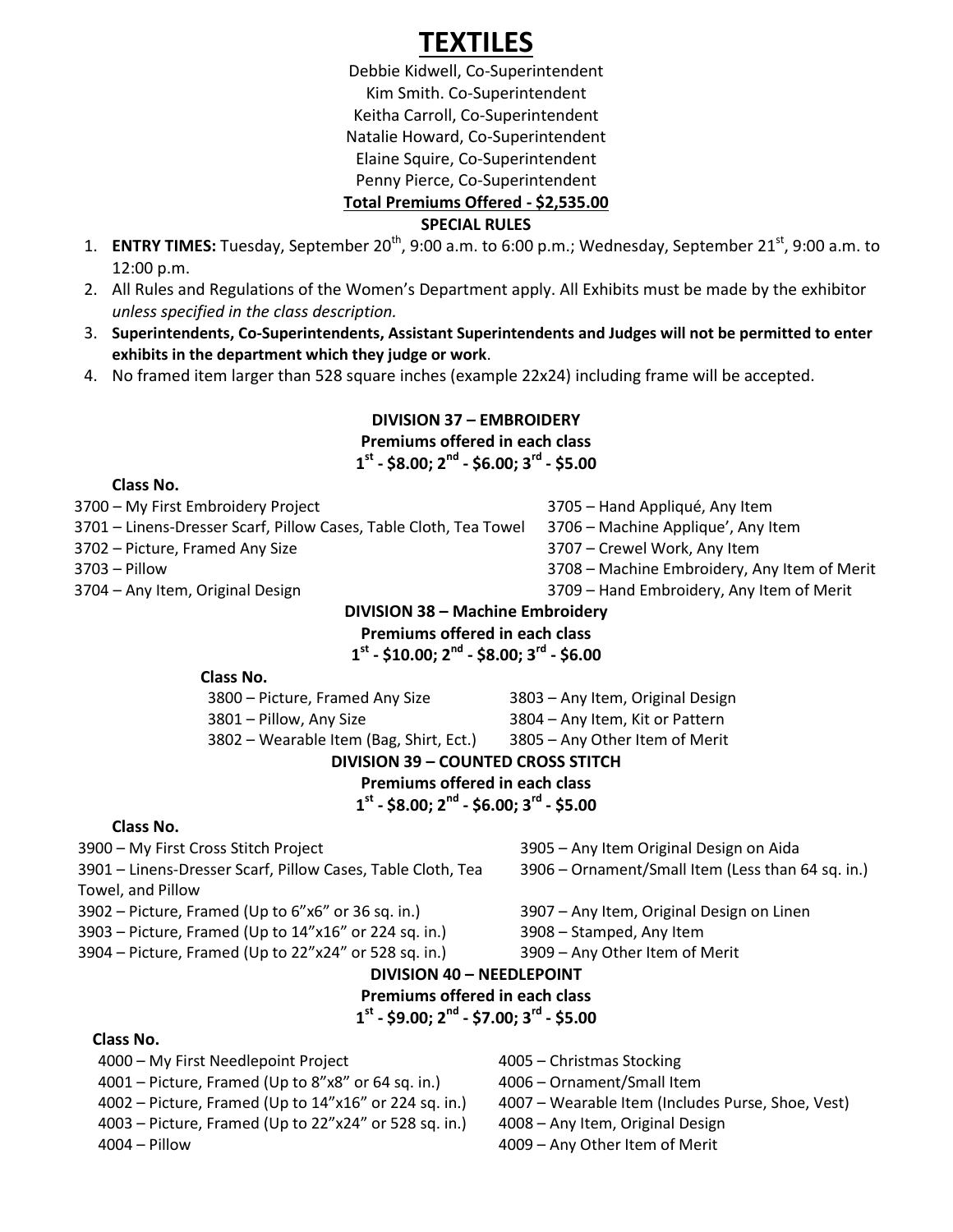# TEXTILES

Debbie Kidwell, Co-Superintendent
Kim Smith. Co-Superintendent
Keitha Carroll, Co-Superintendent
Natalie Howard, Co-Superintendent
Elaine Squire, Co-Superintendent
Penny Pierce, Co-Superintendent

**Total Premiums Offered - $2,535.00**

**SPECIAL RULES**

1. **ENTRY TIMES:** Tuesday, September 20th, 9:00 a.m. to 6:00 p.m.; Wednesday, September 21st, 9:00 a.m. to 12:00 p.m.
2. All Rules and Regulations of the Women's Department apply. All Exhibits must be made by the exhibitor *unless specified in the class description.*
3. **Superintendents, Co-Superintendents, Assistant Superintendents and Judges will not be permitted to enter exhibits in the department which they judge or work**.
4. No framed item larger than 528 square inches (example 22x24) including frame will be accepted.

## DIVISION 37 – EMBROIDERY

**Premiums offered in each class**
**1st - $8.00; 2nd - $6.00; 3rd - $5.00**

**Class No.**

3700 – My First Embroidery Project
3701 – Linens-Dresser Scarf, Pillow Cases, Table Cloth, Tea Towel
3702 – Picture, Framed Any Size
3703 – Pillow
3704 – Any Item, Original Design
3705 – Hand Appliqué, Any Item
3706 – Machine Applique', Any Item
3707 – Crewel Work, Any Item
3708 – Machine Embroidery, Any Item of Merit
3709 – Hand Embroidery, Any Item of Merit

## DIVISION 38 – Machine Embroidery

**Premiums offered in each class**
**1st - $10.00; 2nd - $8.00; 3rd - $6.00**

**Class No.**

3800 – Picture, Framed Any Size
3801 – Pillow, Any Size
3802 – Wearable Item (Bag, Shirt, Ect.)
3803 – Any Item, Original Design
3804 – Any Item, Kit or Pattern
3805 – Any Other Item of Merit

## DIVISION 39 – COUNTED CROSS STITCH

**Premiums offered in each class**
**1st - $8.00; 2nd - $6.00; 3rd - $5.00**

**Class No.**

3900 – My First Cross Stitch Project
3901 – Linens-Dresser Scarf, Pillow Cases, Table Cloth, Tea Towel, and Pillow
3902 – Picture, Framed (Up to 6"x6" or 36 sq. in.)
3903 – Picture, Framed (Up to 14"x16" or 224 sq. in.)
3904 – Picture, Framed (Up to 22"x24" or 528 sq. in.)
3905 – Any Item Original Design on Aida
3906 – Ornament/Small Item (Less than 64 sq. in.)
3907 – Any Item, Original Design on Linen
3908 – Stamped, Any Item
3909 – Any Other Item of Merit

## DIVISION 40 – NEEDLEPOINT

**Premiums offered in each class**
**1st - $9.00; 2nd - $7.00; 3rd - $5.00**

**Class No.**

4000 – My First Needlepoint Project
4001 – Picture, Framed (Up to 8"x8" or 64 sq. in.)
4002 – Picture, Framed (Up to 14"x16" or 224 sq. in.)
4003 – Picture, Framed (Up to 22"x24" or 528 sq. in.)
4004 – Pillow
4005 – Christmas Stocking
4006 – Ornament/Small Item
4007 – Wearable Item (Includes Purse, Shoe, Vest)
4008 – Any Item, Original Design
4009 – Any Other Item of Merit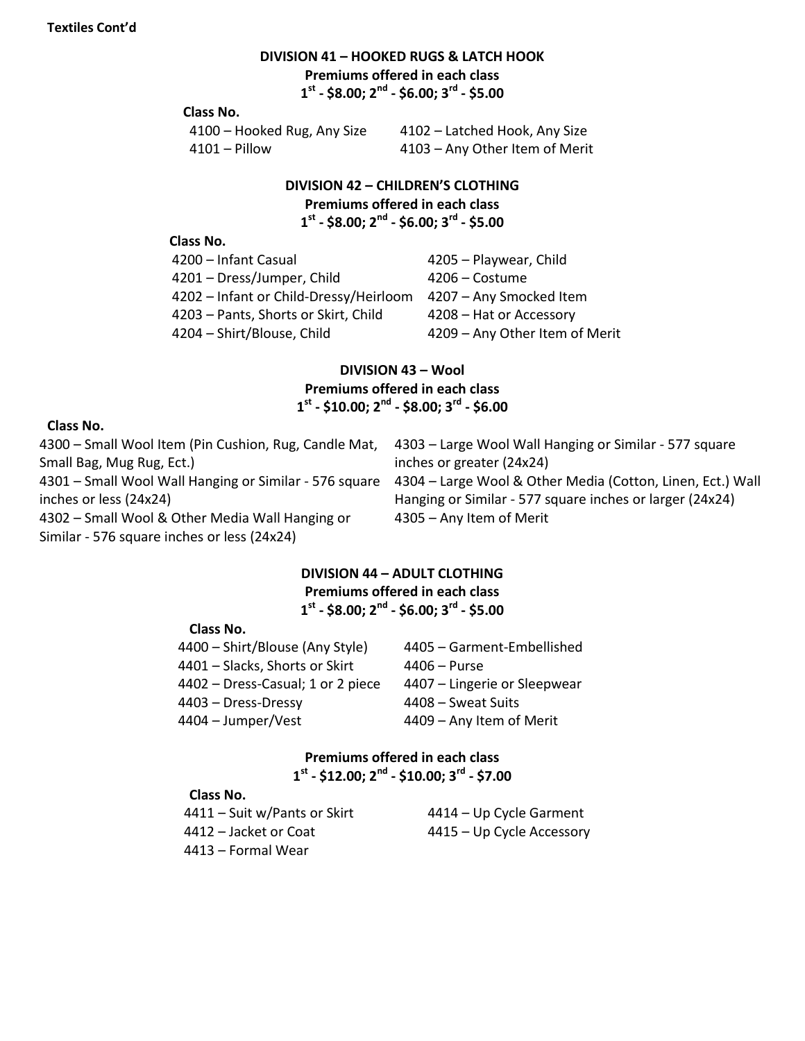**Textiles Cont'd**

## DIVISION 41 – HOOKED RUGS & LATCH HOOK

**Premiums offered in each class**
**1st - $8.00; 2nd - $6.00; 3rd - $5.00**

**Class No.**

4100 – Hooked Rug, Any Size
4101 – Pillow
4102 – Latched Hook, Any Size
4103 – Any Other Item of Merit

## DIVISION 42 – CHILDREN'S CLOTHING

**Premiums offered in each class**
**1st - $8.00; 2nd - $6.00; 3rd - $5.00**

**Class No.**

4200 – Infant Casual
4201 – Dress/Jumper, Child
4202 – Infant or Child-Dressy/Heirloom
4203 – Pants, Shorts or Skirt, Child
4204 – Shirt/Blouse, Child
4205 – Playwear, Child
4206 – Costume
4207 – Any Smocked Item
4208 – Hat or Accessory
4209 – Any Other Item of Merit

## DIVISION 43 – Wool

**Premiums offered in each class**
**1st - $10.00; 2nd - $8.00; 3rd - $6.00**

**Class No.**

4300 – Small Wool Item (Pin Cushion, Rug, Candle Mat, Small Bag, Mug Rug, Ect.)
4301 – Small Wool Wall Hanging or Similar - 576 square inches or less (24x24)
4302 – Small Wool & Other Media Wall Hanging or Similar - 576 square inches or less (24x24)
4303 – Large Wool Wall Hanging or Similar - 577 square inches or greater (24x24)
4304 – Large Wool & Other Media (Cotton, Linen, Ect.) Wall Hanging or Similar - 577 square inches or larger (24x24)
4305 – Any Item of Merit

## DIVISION 44 – ADULT CLOTHING

**Premiums offered in each class**
**1st - $8.00; 2nd - $6.00; 3rd - $5.00**

**Class No.**

4400 – Shirt/Blouse (Any Style)
4401 – Slacks, Shorts or Skirt
4402 – Dress-Casual; 1 or 2 piece
4403 – Dress-Dressy
4404 – Jumper/Vest
4405 – Garment-Embellished
4406 – Purse
4407 – Lingerie or Sleepwear
4408 – Sweat Suits
4409 – Any Item of Merit

**Premiums offered in each class**
**1st - $12.00; 2nd - $10.00; 3rd - $7.00**

**Class No.**

4411 – Suit w/Pants or Skirt
4412 – Jacket or Coat
4413 – Formal Wear
4414 – Up Cycle Garment
4415 – Up Cycle Accessory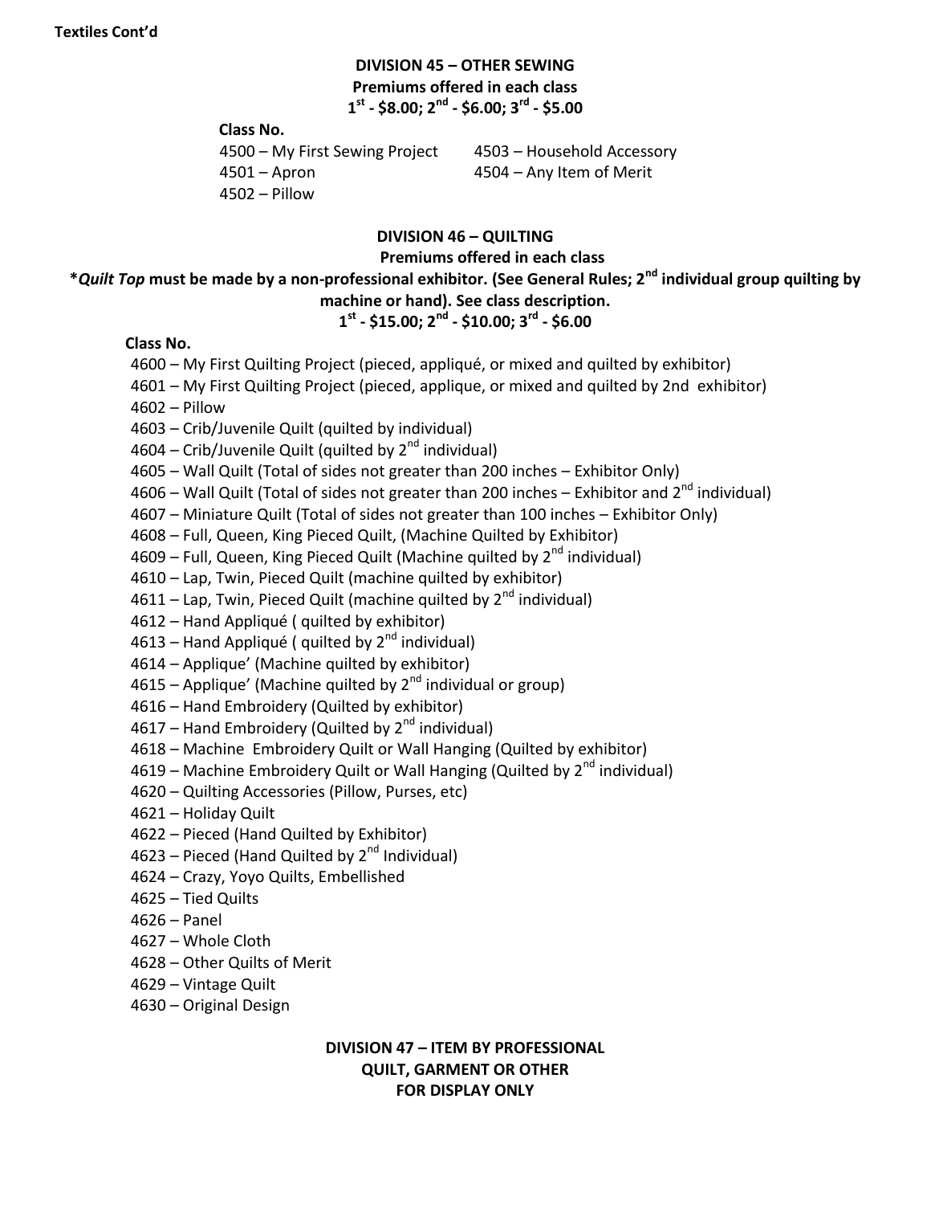**Textiles Cont'd**

## DIVISION 45 – OTHER SEWING

**Premiums offered in each class**

**1st - $8.00; 2nd - $6.00; 3rd - $5.00**

**Class No.**

4500 – My First Sewing Project
4501 – Apron
4502 – Pillow
4503 – Household Accessory
4504 – Any Item of Merit

## DIVISION 46 – QUILTING

**Premiums offered in each class**

**\*_Quilt Top_ must be made by a non-professional exhibitor. (See General Rules; 2nd individual group quilting by machine or hand). See class description.**

**1st - $15.00; 2nd - $10.00; 3rd - $6.00**

**Class No.**

4600 – My First Quilting Project (pieced, appliqué, or mixed and quilted by exhibitor)
4601 – My First Quilting Project (pieced, applique, or mixed and quilted by 2nd exhibitor)
4602 – Pillow
4603 – Crib/Juvenile Quilt (quilted by individual)
4604 – Crib/Juvenile Quilt (quilted by 2nd individual)
4605 – Wall Quilt (Total of sides not greater than 200 inches – Exhibitor Only)
4606 – Wall Quilt (Total of sides not greater than 200 inches – Exhibitor and 2nd individual)
4607 – Miniature Quilt (Total of sides not greater than 100 inches – Exhibitor Only)
4608 – Full, Queen, King Pieced Quilt, (Machine Quilted by Exhibitor)
4609 – Full, Queen, King Pieced Quilt (Machine quilted by 2nd individual)
4610 – Lap, Twin, Pieced Quilt (machine quilted by exhibitor)
4611 – Lap, Twin, Pieced Quilt (machine quilted by 2nd individual)
4612 – Hand Appliqué ( quilted by exhibitor)
4613 – Hand Appliqué ( quilted by 2nd individual)
4614 – Applique' (Machine quilted by exhibitor)
4615 – Applique' (Machine quilted by 2nd individual or group)
4616 – Hand Embroidery (Quilted by exhibitor)
4617 – Hand Embroidery (Quilted by 2nd individual)
4618 – Machine Embroidery Quilt or Wall Hanging (Quilted by exhibitor)
4619 – Machine Embroidery Quilt or Wall Hanging (Quilted by 2nd individual)
4620 – Quilting Accessories (Pillow, Purses, etc)
4621 – Holiday Quilt
4622 – Pieced (Hand Quilted by Exhibitor)
4623 – Pieced (Hand Quilted by 2nd Individual)
4624 – Crazy, Yoyo Quilts, Embellished
4625 – Tied Quilts
4626 – Panel
4627 – Whole Cloth
4628 – Other Quilts of Merit
4629 – Vintage Quilt
4630 – Original Design

## DIVISION 47 – ITEM BY PROFESSIONAL QUILT, GARMENT OR OTHER FOR DISPLAY ONLY